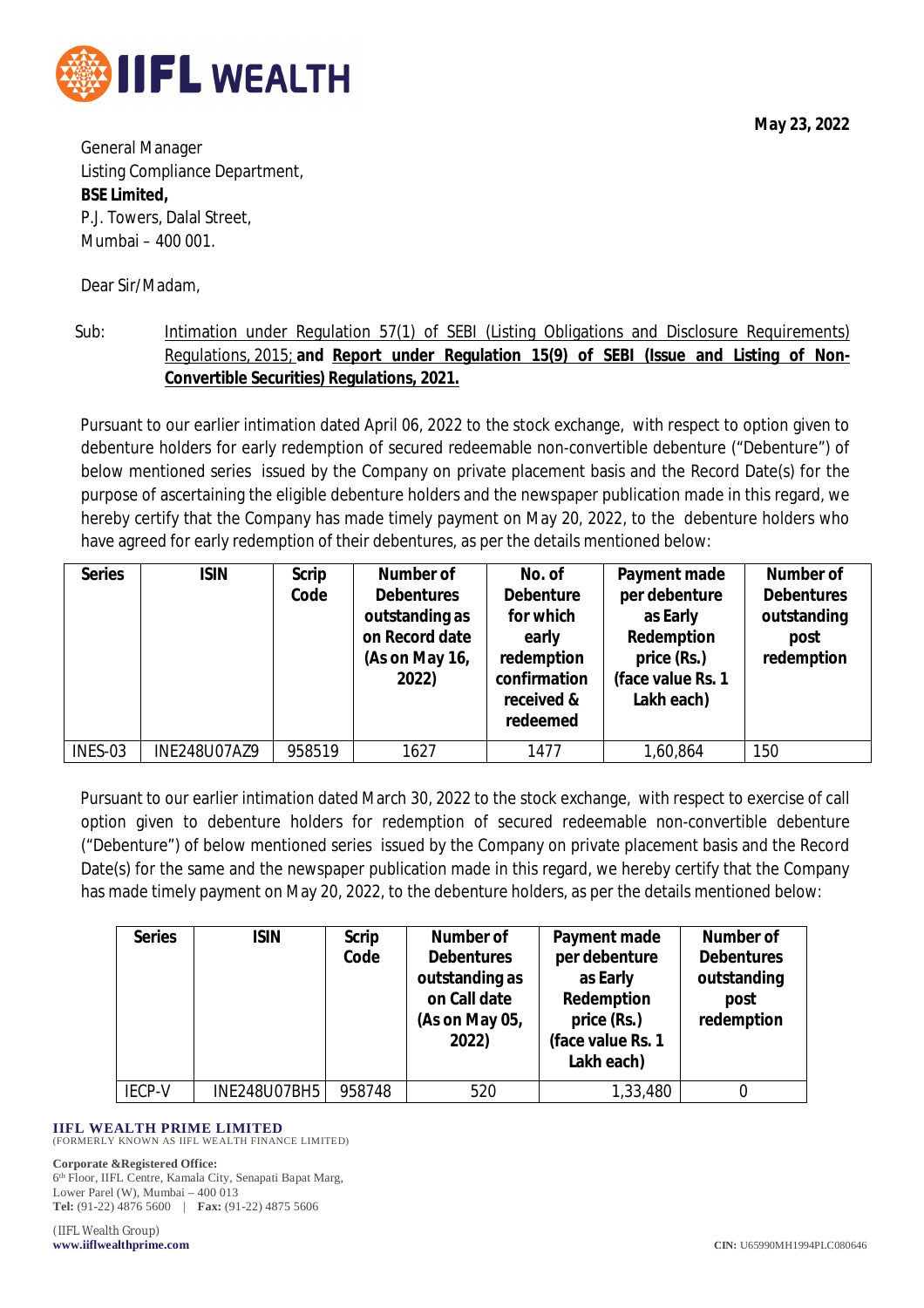May 23, 2022

General Manager
Listing Compliance Department,
**BSE Limited,**
P.J. Towers, Dalal Street,
Mumbai – 400 001.

Dear Sir/Madam,

Sub: Intimation under Regulation 57(1) of SEBI (Listing Obligations and Disclosure Requirements) Regulations, 2015; **and Report under Regulation 15(9) of SEBI (Issue and Listing of Non-Convertible Securities) Regulations, 2021.**

Pursuant to our earlier intimation dated April 06, 2022 to the stock exchange, with respect to option given to debenture holders for early redemption of secured redeemable non-convertible debenture ("Debenture") of below mentioned series issued by the Company on private placement basis and the Record Date(s) for the purpose of ascertaining the eligible debenture holders and the newspaper publication made in this regard, we hereby certify that the Company has made timely payment on May 20, 2022, to the debenture holders who have agreed for early redemption of their debentures, as per the details mentioned below:

| Series | ISIN | Scrip Code | Number of Debentures outstanding as on Record date (As on May 16, 2022) | No. of Debenture for which early redemption confirmation received & redeemed | Payment made per debenture as Early Redemption price (Rs.) (face value Rs. 1 Lakh each) | Number of Debentures outstanding post redemption |
|---|---|---|---|---|---|---|
| INES-03 | INE248U07AZ9 | 958519 | 1627 | 1477 | 1,60,864 | 150 |

Pursuant to our earlier intimation dated March 30, 2022 to the stock exchange, with respect to exercise of call option given to debenture holders for redemption of secured redeemable non-convertible debenture ("Debenture") of below mentioned series issued by the Company on private placement basis and the Record Date(s) for the same and the newspaper publication made in this regard, we hereby certify that the Company has made timely payment on May 20, 2022, to the debenture holders, as per the details mentioned below:

| Series | ISIN | Scrip Code | Number of Debentures outstanding as on Call date (As on May 05, 2022) | Payment made per debenture as Early Redemption price (Rs.) (face value Rs. 1 Lakh each) | Number of Debentures outstanding post redemption |
|---|---|---|---|---|---|
| IECP-V | INE248U07BH5 | 958748 | 520 | 1,33,480 | 0 |

**IIFL WEALTH PRIME LIMITED**
(FORMERLY KNOWN AS IIFL WEALTH FINANCE LIMITED)

**Corporate &Registered Office:**
6th Floor, IIFL Centre, Kamala City, Senapati Bapat Marg,
Lower Parel (W), Mumbai – 400 013
**Tel:** (91-22) 4876 5600 | **Fax:** (91-22) 4875 5606

(IIFL Wealth Group)
**www.iiflwealthprime.com**

**CIN:** U65990MH1994PLC080646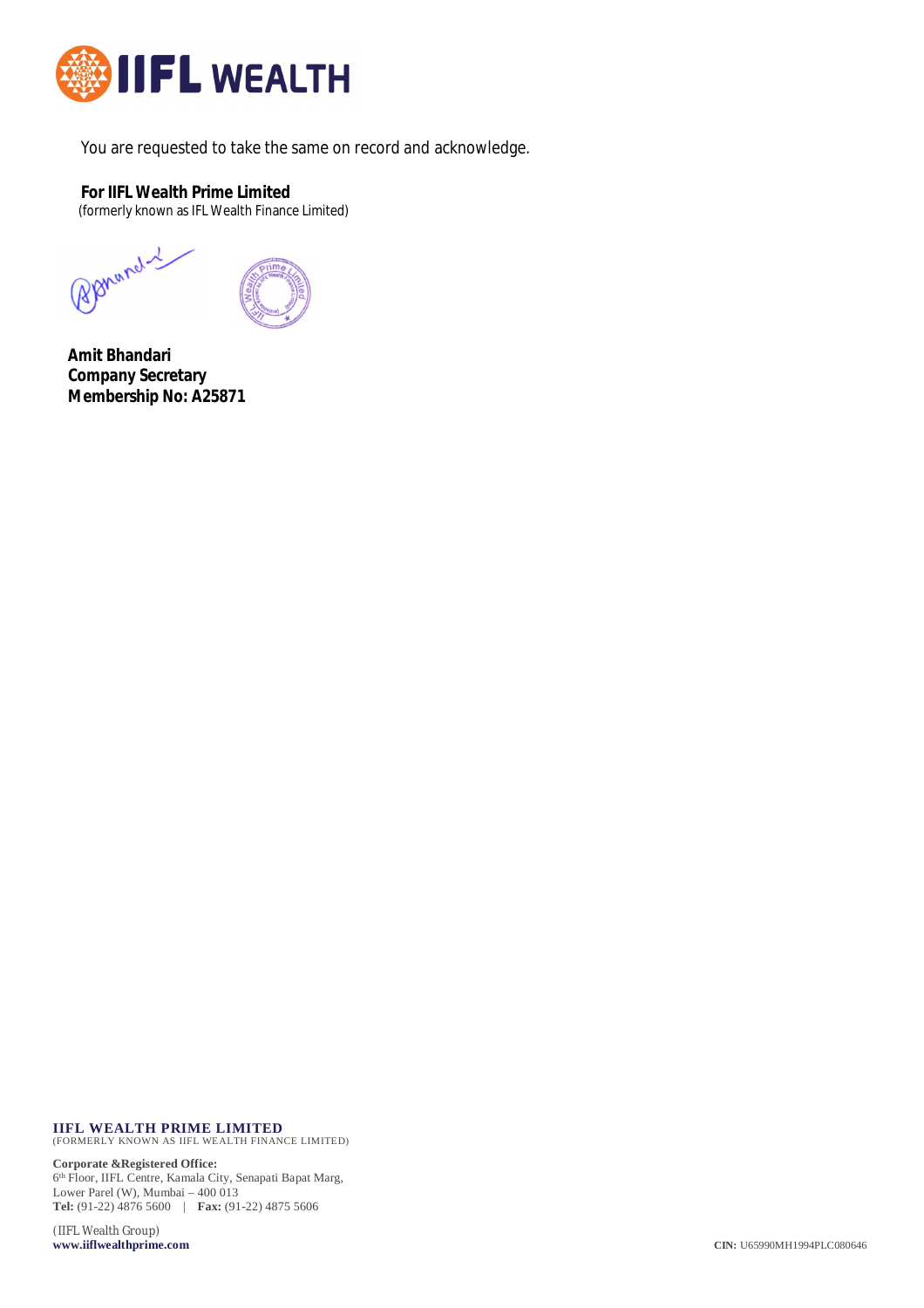You are requested to take the same on record and acknowledge.

**For IIFL Wealth Prime Limited**
(formerly known as IFL Wealth Finance Limited)

**Amit Bhandari**
**Company Secretary**
**Membership No: A25871**

**IIFL WEALTH PRIME LIMITED**
(FORMERLY KNOWN AS IIFL WEALTH FINANCE LIMITED)

**Corporate &Registered Office:**
6th Floor, IIFL Centre, Kamala City, Senapati Bapat Marg,
Lower Parel (W), Mumbai – 400 013
**Tel:** (91-22) 4876 5600 | **Fax:** (91-22) 4875 5606

(IIFL Wealth Group)
**www.iiflwealthprime.com**

**CIN:** U65990MH1994PLC080646